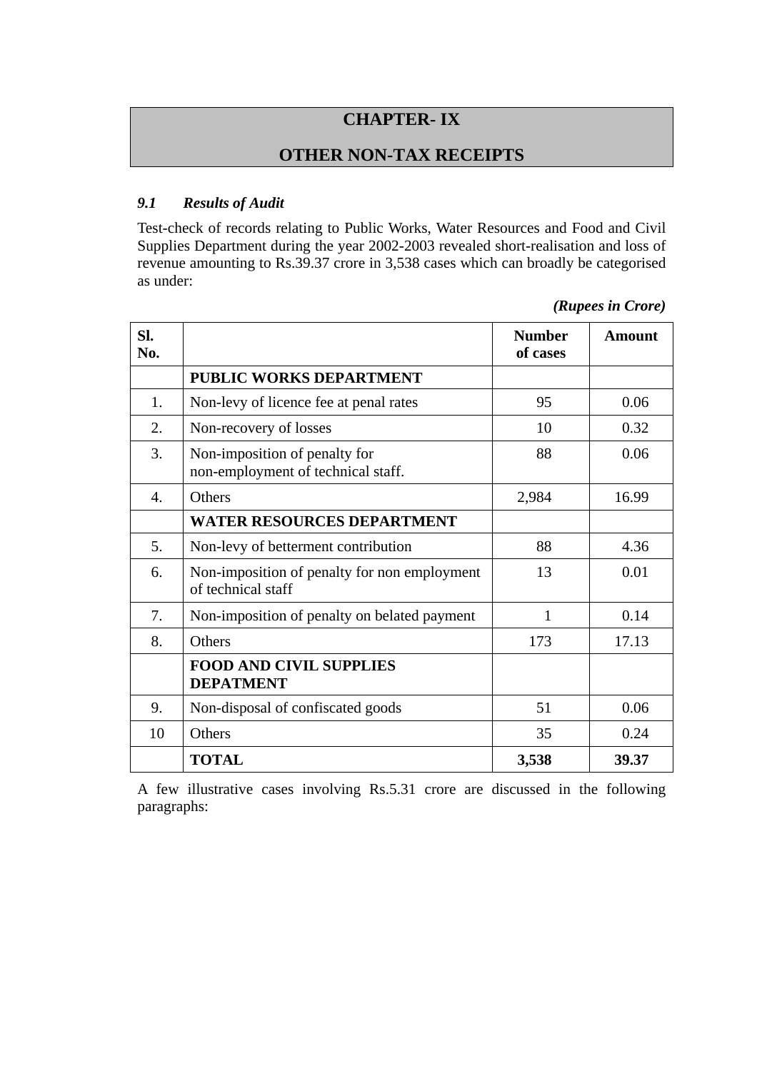# CHAPTER- IX

# OTHER NON-TAX RECEIPTS

### *9.1 Results of Audit*

Test-check of records relating to Public Works, Water Resources and Food and Civil Supplies Department during the year 2002-2003 revealed short-realisation and loss of revenue amounting to Rs.39.37 crore in 3,538 cases which can broadly be categorised as under:

***(Rupees in Crore)***

| Sl. No. | | Number of cases | Amount |
|---|---|---|---|
| | **PUBLIC WORKS DEPARTMENT** | | |
| 1. | Non-levy of licence fee at penal rates | 95 | 0.06 |
| 2. | Non-recovery of losses | 10 | 0.32 |
| 3. | Non-imposition of penalty for non-employment of technical staff. | 88 | 0.06 |
| 4. | Others | 2,984 | 16.99 |
| | **WATER RESOURCES DEPARTMENT** | | |
| 5. | Non-levy of betterment contribution | 88 | 4.36 |
| 6. | Non-imposition of penalty for non employment of technical staff | 13 | 0.01 |
| 7. | Non-imposition of penalty on belated payment | 1 | 0.14 |
| 8. | Others | 173 | 17.13 |
| | **FOOD AND CIVIL SUPPLIES DEPATMENT** | | |
| 9. | Non-disposal of confiscated goods | 51 | 0.06 |
| 10 | Others | 35 | 0.24 |
| | **TOTAL** | **3,538** | **39.37** |

A few illustrative cases involving Rs.5.31 crore are discussed in the following paragraphs: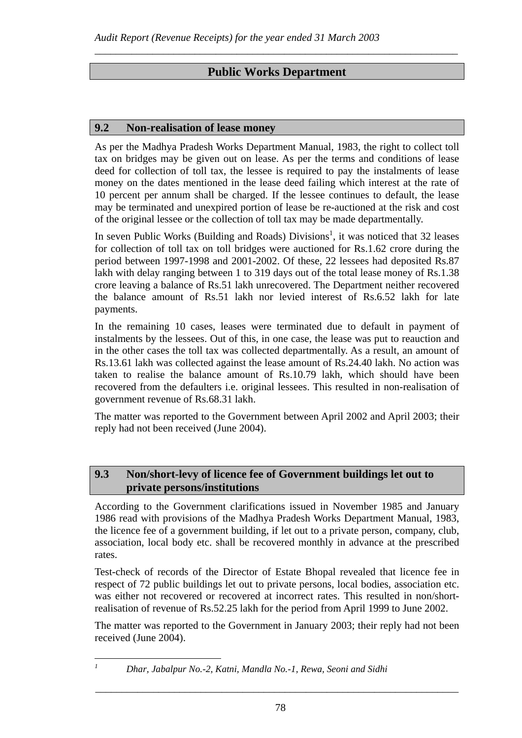## Public Works Department

### 9.2 Non-realisation of lease money

As per the Madhya Pradesh Works Department Manual, 1983, the right to collect toll tax on bridges may be given out on lease. As per the terms and conditions of lease deed for collection of toll tax, the lessee is required to pay the instalments of lease money on the dates mentioned in the lease deed failing which interest at the rate of 10 percent per annum shall be charged. If the lessee continues to default, the lease may be terminated and unexpired portion of lease be re-auctioned at the risk and cost of the original lessee or the collection of toll tax may be made departmentally.

In seven Public Works (Building and Roads) Divisions[1], it was noticed that 32 leases for collection of toll tax on toll bridges were auctioned for Rs.1.62 crore during the period between 1997-1998 and 2001-2002. Of these, 22 lessees had deposited Rs.87 lakh with delay ranging between 1 to 319 days out of the total lease money of Rs.1.38 crore leaving a balance of Rs.51 lakh unrecovered. The Department neither recovered the balance amount of Rs.51 lakh nor levied interest of Rs.6.52 lakh for late payments.

In the remaining 10 cases, leases were terminated due to default in payment of instalments by the lessees. Out of this, in one case, the lease was put to reauction and in the other cases the toll tax was collected departmentally. As a result, an amount of Rs.13.61 lakh was collected against the lease amount of Rs.24.40 lakh. No action was taken to realise the balance amount of Rs.10.79 lakh, which should have been recovered from the defaulters i.e. original lessees. This resulted in non-realisation of government revenue of Rs.68.31 lakh.

The matter was reported to the Government between April 2002 and April 2003; their reply had not been received (June 2004).

### 9.3 Non/short-levy of licence fee of Government buildings let out to private persons/institutions

According to the Government clarifications issued in November 1985 and January 1986 read with provisions of the Madhya Pradesh Works Department Manual, 1983, the licence fee of a government building, if let out to a private person, company, club, association, local body etc. shall be recovered monthly in advance at the prescribed rates.

Test-check of records of the Director of Estate Bhopal revealed that licence fee in respect of 72 public buildings let out to private persons, local bodies, association etc. was either not recovered or recovered at incorrect rates. This resulted in non/short-realisation of revenue of Rs.52.25 lakh for the period from April 1999 to June 2002.

The matter was reported to the Government in January 2003; their reply had not been received (June 2004).

---

[1] *Dhar, Jabalpur No.-2, Katni, Mandla No.-1, Rewa, Seoni and Sidhi*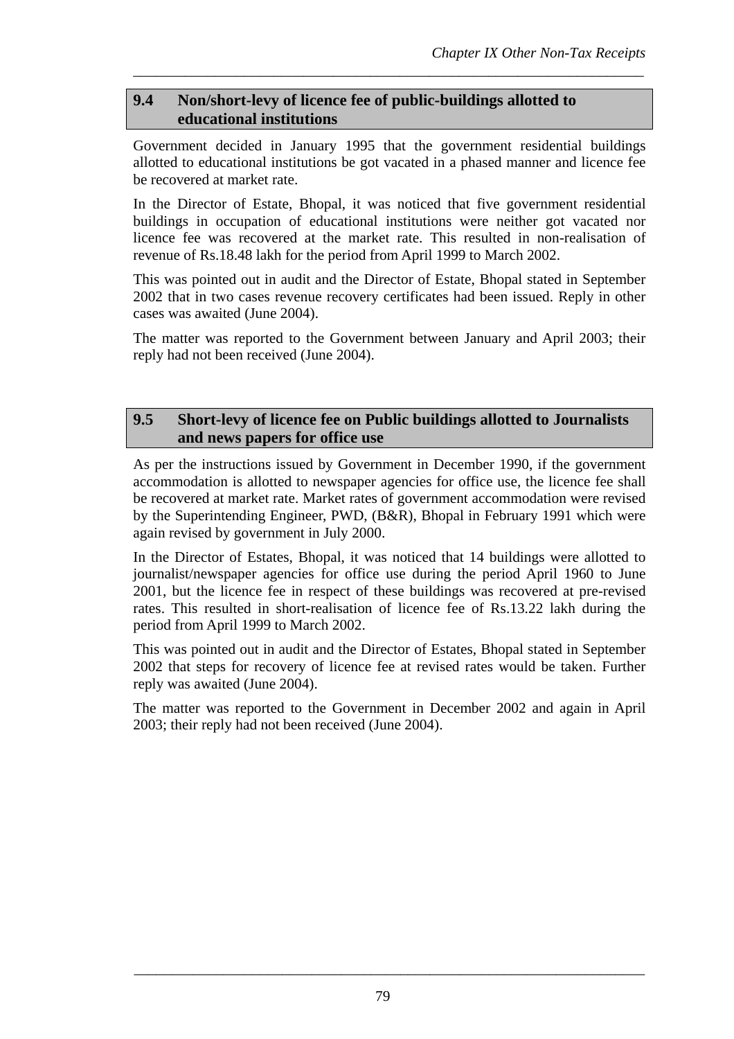## 9.4 Non/short-levy of licence fee of public-buildings allotted to educational institutions

Government decided in January 1995 that the government residential buildings allotted to educational institutions be got vacated in a phased manner and licence fee be recovered at market rate.

In the Director of Estate, Bhopal, it was noticed that five government residential buildings in occupation of educational institutions were neither got vacated nor licence fee was recovered at the market rate. This resulted in non-realisation of revenue of Rs.18.48 lakh for the period from April 1999 to March 2002.

This was pointed out in audit and the Director of Estate, Bhopal stated in September 2002 that in two cases revenue recovery certificates had been issued. Reply in other cases was awaited (June 2004).

The matter was reported to the Government between January and April 2003; their reply had not been received (June 2004).

## 9.5 Short-levy of licence fee on Public buildings allotted to Journalists and news papers for office use

As per the instructions issued by Government in December 1990, if the government accommodation is allotted to newspaper agencies for office use, the licence fee shall be recovered at market rate. Market rates of government accommodation were revised by the Superintending Engineer, PWD, (B&R), Bhopal in February 1991 which were again revised by government in July 2000.

In the Director of Estates, Bhopal, it was noticed that 14 buildings were allotted to journalist/newspaper agencies for office use during the period April 1960 to June 2001, but the licence fee in respect of these buildings was recovered at pre-revised rates. This resulted in short-realisation of licence fee of Rs.13.22 lakh during the period from April 1999 to March 2002.

This was pointed out in audit and the Director of Estates, Bhopal stated in September 2002 that steps for recovery of licence fee at revised rates would be taken. Further reply was awaited (June 2004).

The matter was reported to the Government in December 2002 and again in April 2003; their reply had not been received (June 2004).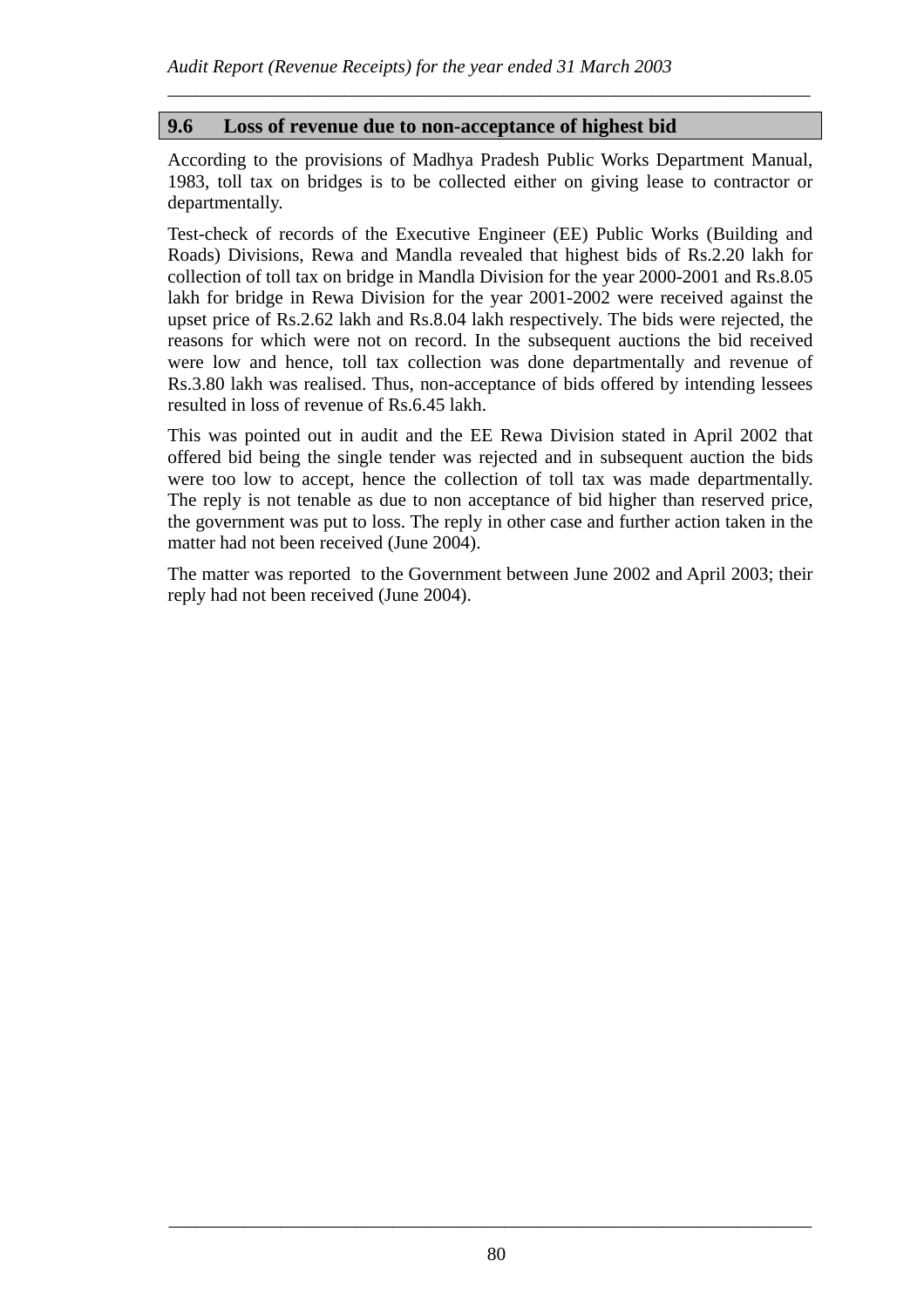## 9.6 Loss of revenue due to non-acceptance of highest bid

According to the provisions of Madhya Pradesh Public Works Department Manual, 1983, toll tax on bridges is to be collected either on giving lease to contractor or departmentally.

Test-check of records of the Executive Engineer (EE) Public Works (Building and Roads) Divisions, Rewa and Mandla revealed that highest bids of Rs.2.20 lakh for collection of toll tax on bridge in Mandla Division for the year 2000-2001 and Rs.8.05 lakh for bridge in Rewa Division for the year 2001-2002 were received against the upset price of Rs.2.62 lakh and Rs.8.04 lakh respectively. The bids were rejected, the reasons for which were not on record. In the subsequent auctions the bid received were low and hence, toll tax collection was done departmentally and revenue of Rs.3.80 lakh was realised. Thus, non-acceptance of bids offered by intending lessees resulted in loss of revenue of Rs.6.45 lakh.

This was pointed out in audit and the EE Rewa Division stated in April 2002 that offered bid being the single tender was rejected and in subsequent auction the bids were too low to accept, hence the collection of toll tax was made departmentally. The reply is not tenable as due to non acceptance of bid higher than reserved price, the government was put to loss. The reply in other case and further action taken in the matter had not been received (June 2004).

The matter was reported to the Government between June 2002 and April 2003; their reply had not been received (June 2004).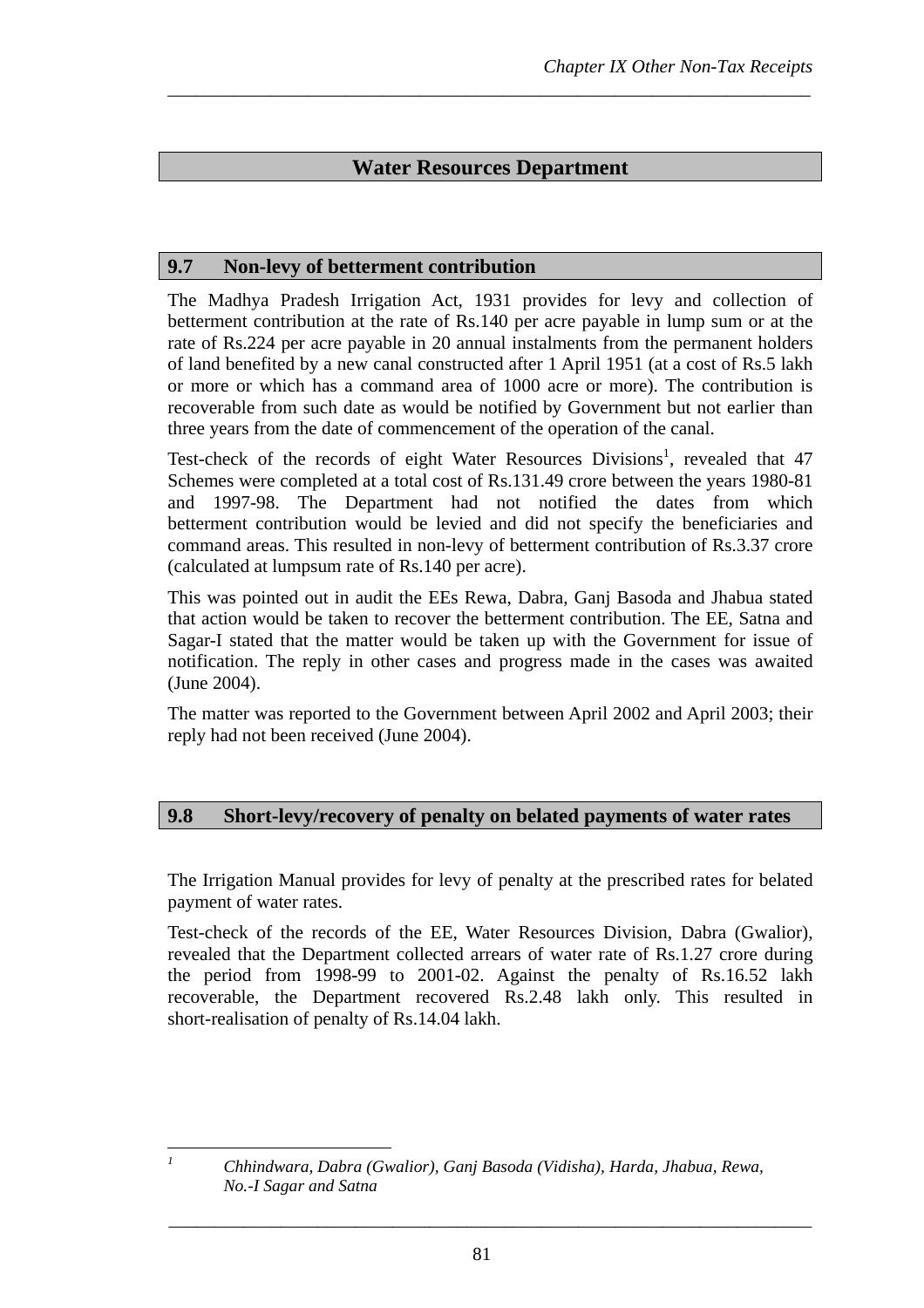## Water Resources Department

### 9.7 Non-levy of betterment contribution

The Madhya Pradesh Irrigation Act, 1931 provides for levy and collection of betterment contribution at the rate of Rs.140 per acre payable in lump sum or at the rate of Rs.224 per acre payable in 20 annual instalments from the permanent holders of land benefited by a new canal constructed after 1 April 1951 (at a cost of Rs.5 lakh or more or which has a command area of 1000 acre or more). The contribution is recoverable from such date as would be notified by Government but not earlier than three years from the date of commencement of the operation of the canal.

Test-check of the records of eight Water Resources Divisions[1], revealed that 47 Schemes were completed at a total cost of Rs.131.49 crore between the years 1980-81 and 1997-98. The Department had not notified the dates from which betterment contribution would be levied and did not specify the beneficiaries and command areas. This resulted in non-levy of betterment contribution of Rs.3.37 crore (calculated at lumpsum rate of Rs.140 per acre).

This was pointed out in audit the EEs Rewa, Dabra, Ganj Basoda and Jhabua stated that action would be taken to recover the betterment contribution. The EE, Satna and Sagar-I stated that the matter would be taken up with the Government for issue of notification. The reply in other cases and progress made in the cases was awaited (June 2004).

The matter was reported to the Government between April 2002 and April 2003; their reply had not been received (June 2004).

### 9.8 Short-levy/recovery of penalty on belated payments of water rates

The Irrigation Manual provides for levy of penalty at the prescribed rates for belated payment of water rates.

Test-check of the records of the EE, Water Resources Division, Dabra (Gwalior), revealed that the Department collected arrears of water rate of Rs.1.27 crore during the period from 1998-99 to 2001-02. Against the penalty of Rs.16.52 lakh recoverable, the Department recovered Rs.2.48 lakh only. This resulted in short-realisation of penalty of Rs.14.04 lakh.

---

[1] *Chhindwara, Dabra (Gwalior), Ganj Basoda (Vidisha), Harda, Jhabua, Rewa, No.-I Sagar and Satna*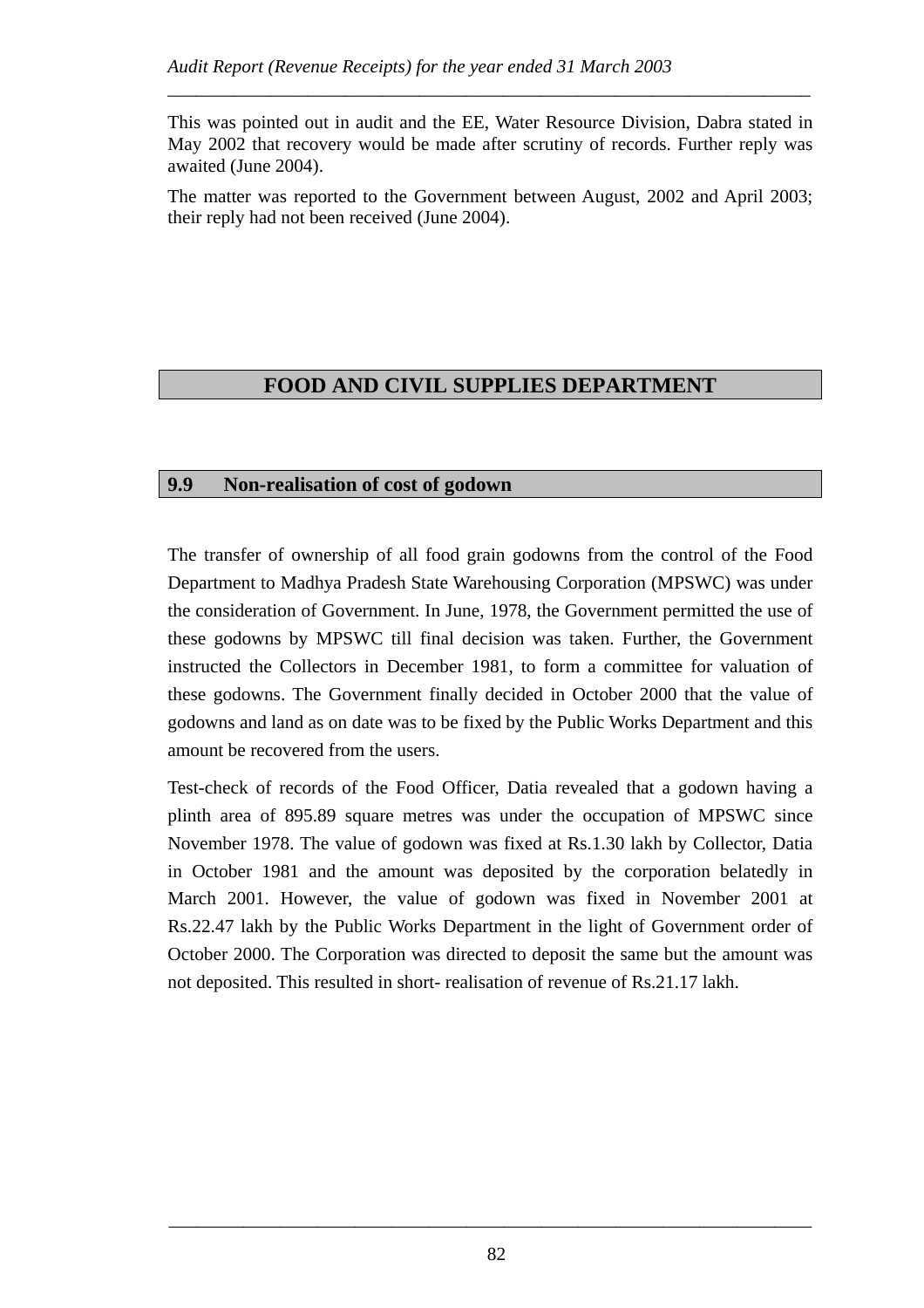This was pointed out in audit and the EE, Water Resource Division, Dabra stated in May 2002 that recovery would be made after scrutiny of records. Further reply was awaited (June 2004).

The matter was reported to the Government between August, 2002 and April 2003; their reply had not been received (June 2004).

## FOOD AND CIVIL SUPPLIES DEPARTMENT

### 9.9 Non-realisation of cost of godown

The transfer of ownership of all food grain godowns from the control of the Food Department to Madhya Pradesh State Warehousing Corporation (MPSWC) was under the consideration of Government. In June, 1978, the Government permitted the use of these godowns by MPSWC till final decision was taken. Further, the Government instructed the Collectors in December 1981, to form a committee for valuation of these godowns. The Government finally decided in October 2000 that the value of godowns and land as on date was to be fixed by the Public Works Department and this amount be recovered from the users.

Test-check of records of the Food Officer, Datia revealed that a godown having a plinth area of 895.89 square metres was under the occupation of MPSWC since November 1978. The value of godown was fixed at Rs.1.30 lakh by Collector, Datia in October 1981 and the amount was deposited by the corporation belatedly in March 2001. However, the value of godown was fixed in November 2001 at Rs.22.47 lakh by the Public Works Department in the light of Government order of October 2000. The Corporation was directed to deposit the same but the amount was not deposited. This resulted in short- realisation of revenue of Rs.21.17 lakh.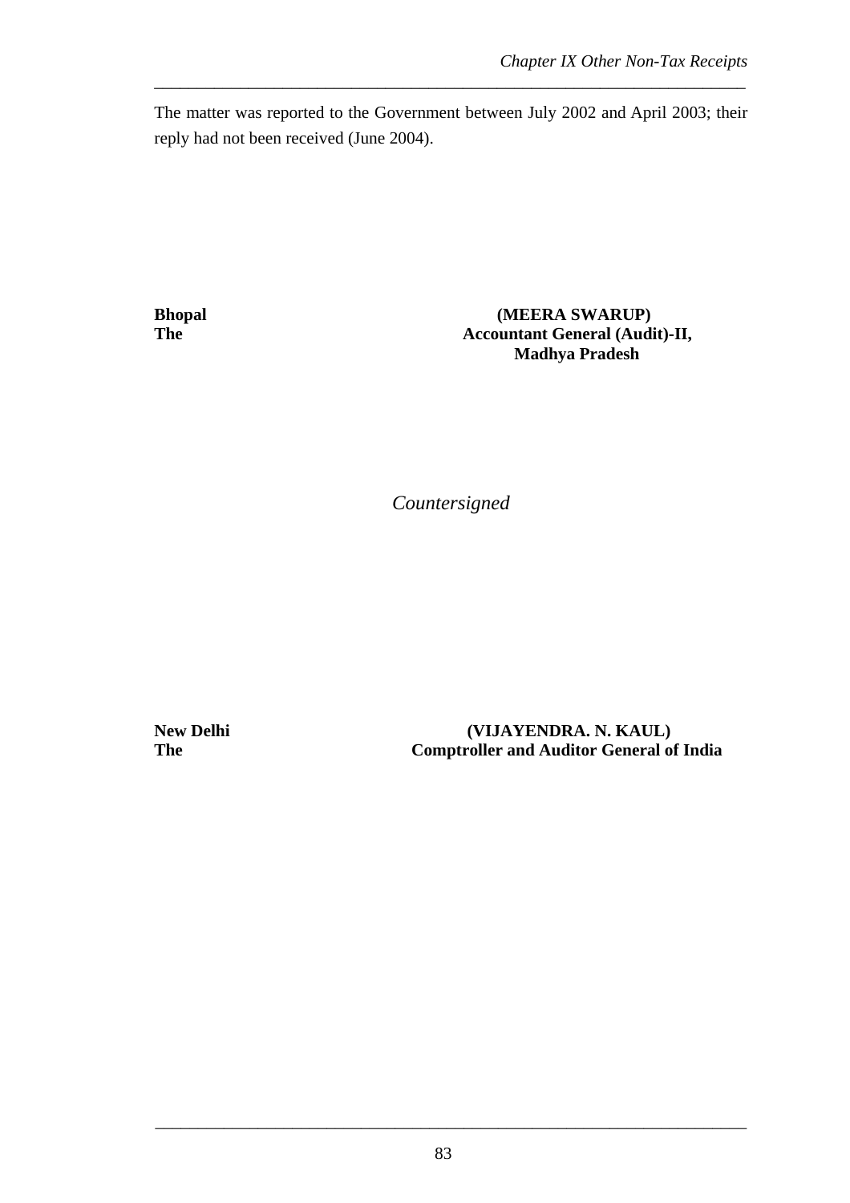The matter was reported to the Government between July 2002 and April 2003; their reply had not been received (June 2004).

**Bhopal** **(MEERA SWARUP)**
**The** **Accountant General (Audit)-II,**
**Madhya Pradesh**

*Countersigned*

**New Delhi** **(VIJAYENDRA. N. KAUL)**
**The** **Comptroller and Auditor General of India**